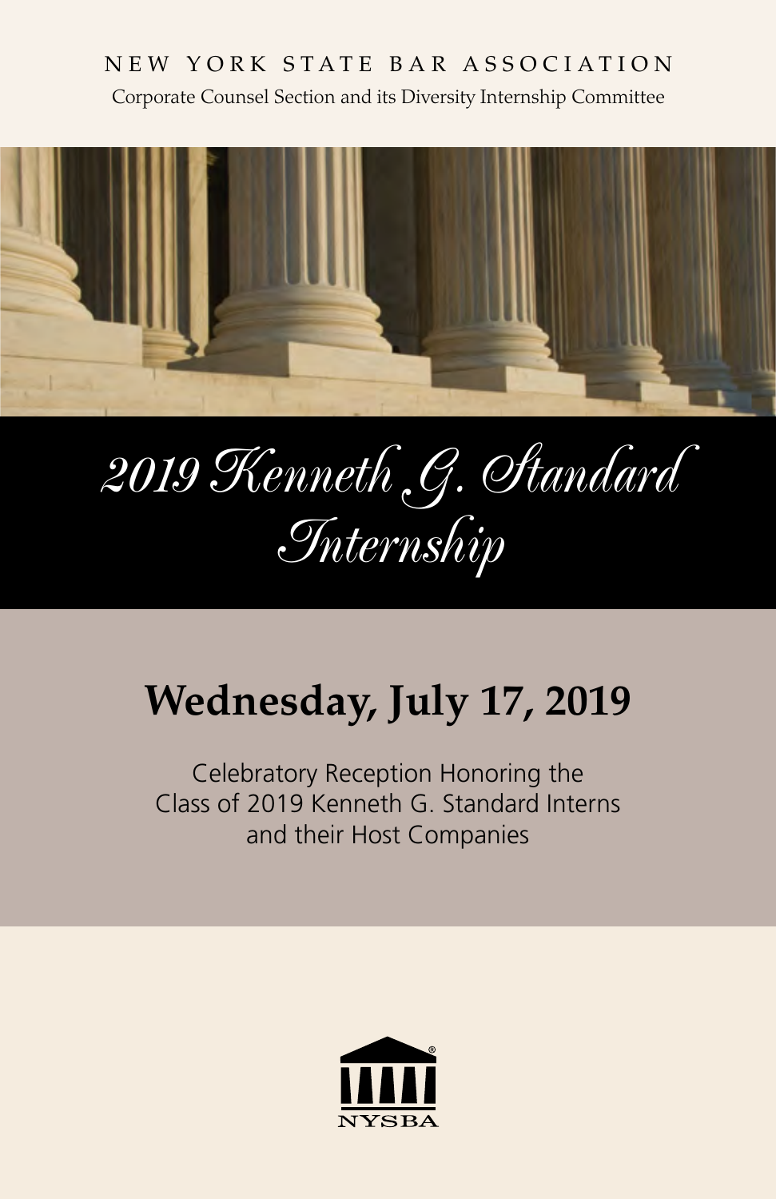NEW YORK STATE BAR ASSOCIATION

Corporate Counsel Section and its Diversity Internship Committee

# *2019 Kenneth G. Standard Internship*

## Wednesday, July 17, 2019

Celebratory Reception Honoring the
Class of 2019 Kenneth G. Standard Interns
and their Host Companies

NYSBA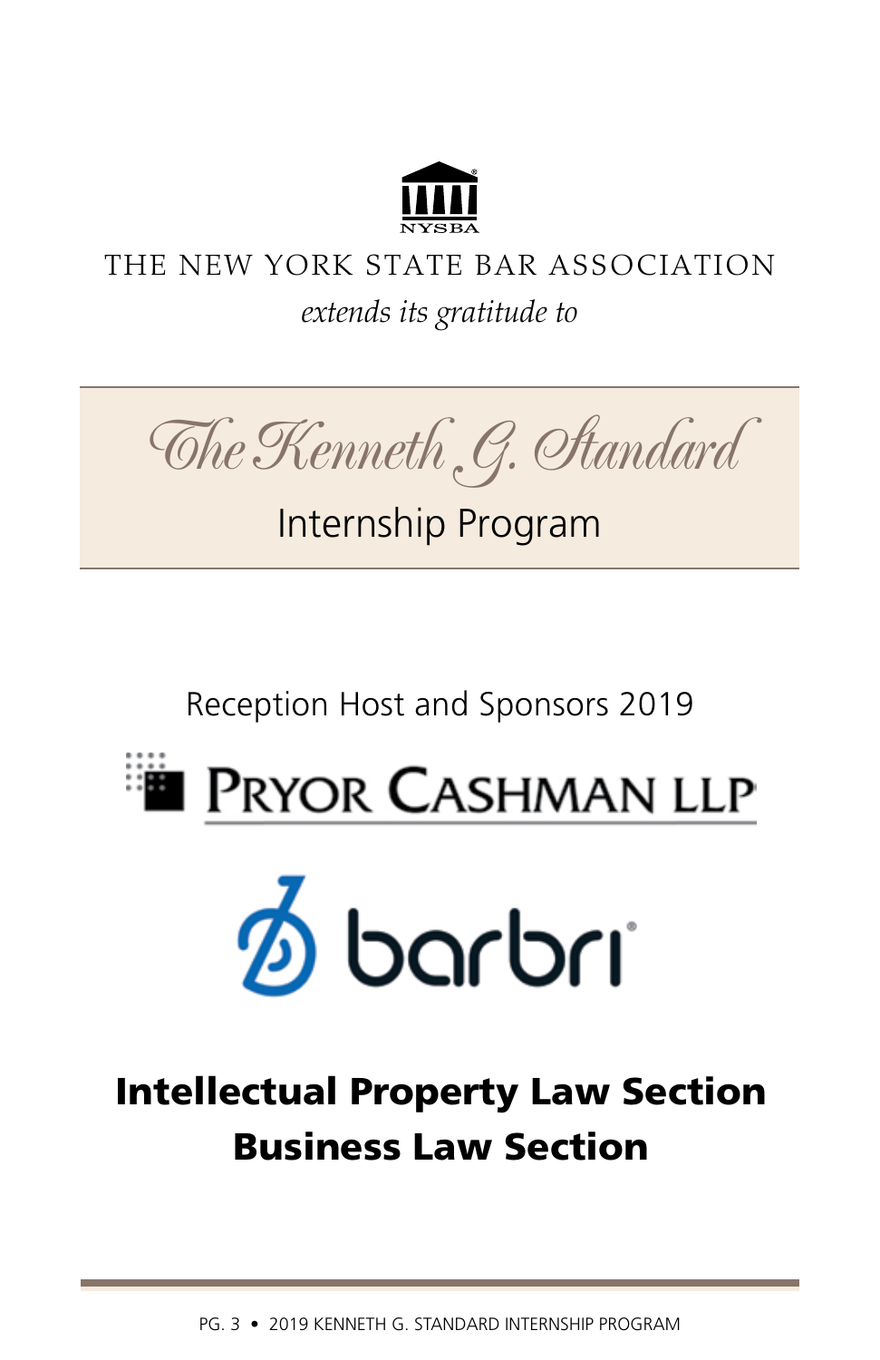NYSBA

THE NEW YORK STATE BAR ASSOCIATION

*extends its gratitude to*

# The Kenneth G. Standard

## Internship Program

Reception Host and Sponsors 2019

PRYOR CASHMAN LLP

barbri

**Intellectual Property Law Section**

**Business Law Section**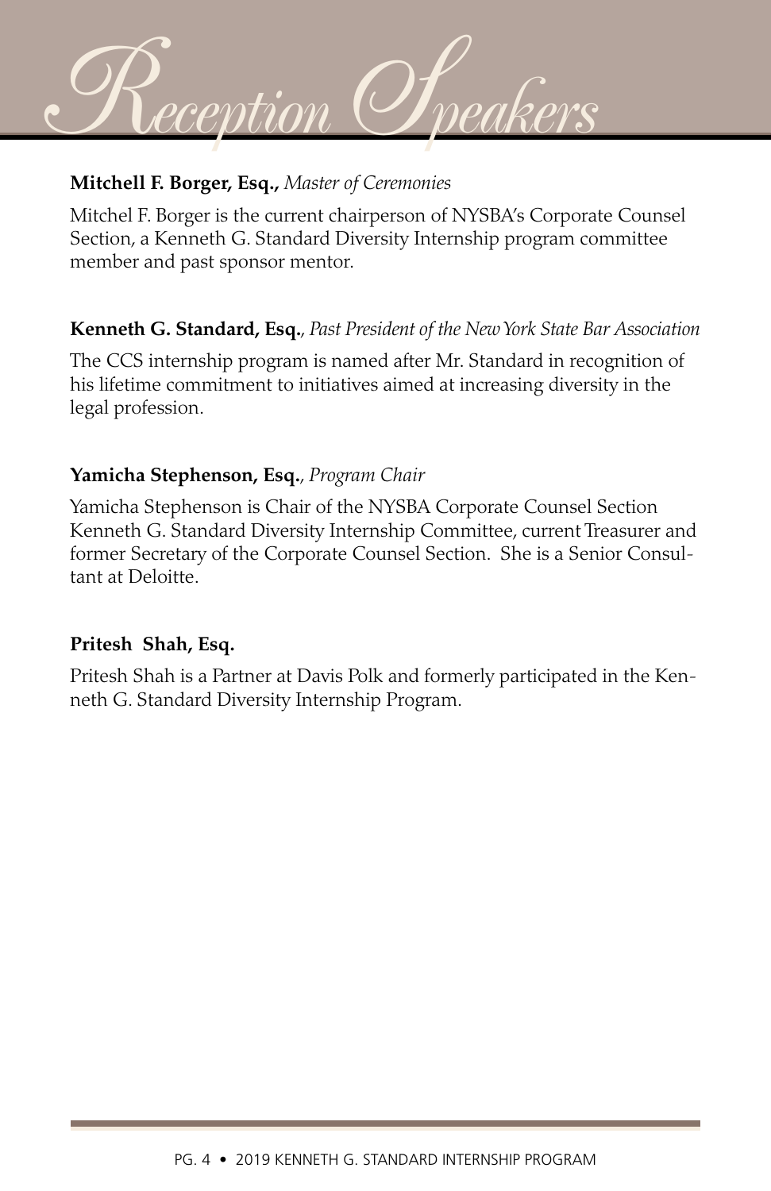# Reception Speakers

**Mitchell F. Borger, Esq.,** *Master of Ceremonies*

Mitchel F. Borger is the current chairperson of NYSBA's Corporate Counsel Section, a Kenneth G. Standard Diversity Internship program committee member and past sponsor mentor.

**Kenneth G. Standard, Esq.**, *Past President of the New York State Bar Association*

The CCS internship program is named after Mr. Standard in recognition of his lifetime commitment to initiatives aimed at increasing diversity in the legal profession.

**Yamicha Stephenson, Esq.**, *Program Chair*

Yamicha Stephenson is Chair of the NYSBA Corporate Counsel Section Kenneth G. Standard Diversity Internship Committee, current Treasurer and former Secretary of the Corporate Counsel Section. She is a Senior Consultant at Deloitte.

**Pritesh Shah, Esq.**

Pritesh Shah is a Partner at Davis Polk and formerly participated in the Kenneth G. Standard Diversity Internship Program.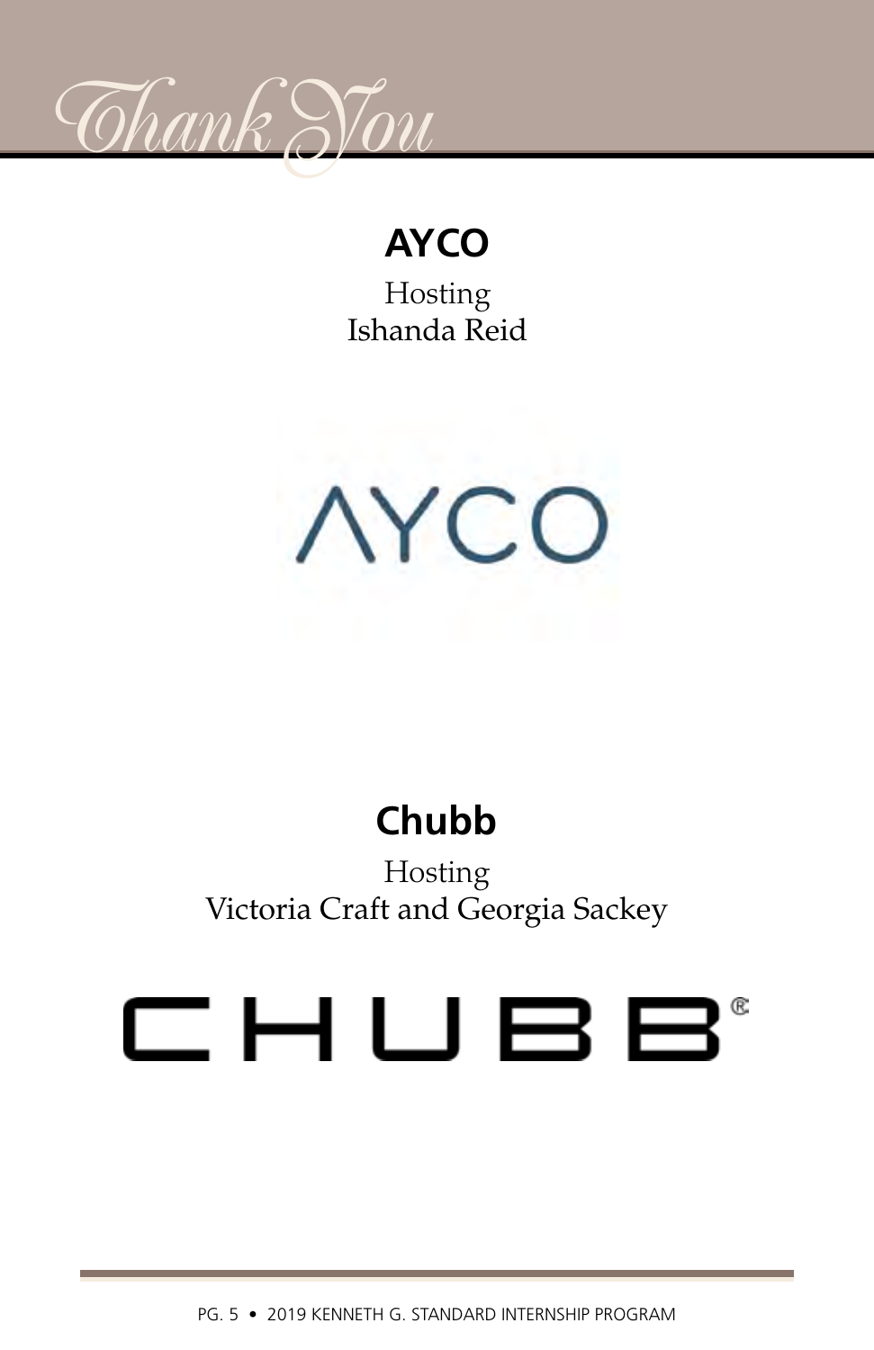# Thank You

## AYCO

Hosting
Ishanda Reid

## Chubb

Hosting
Victoria Craft and Georgia Sackey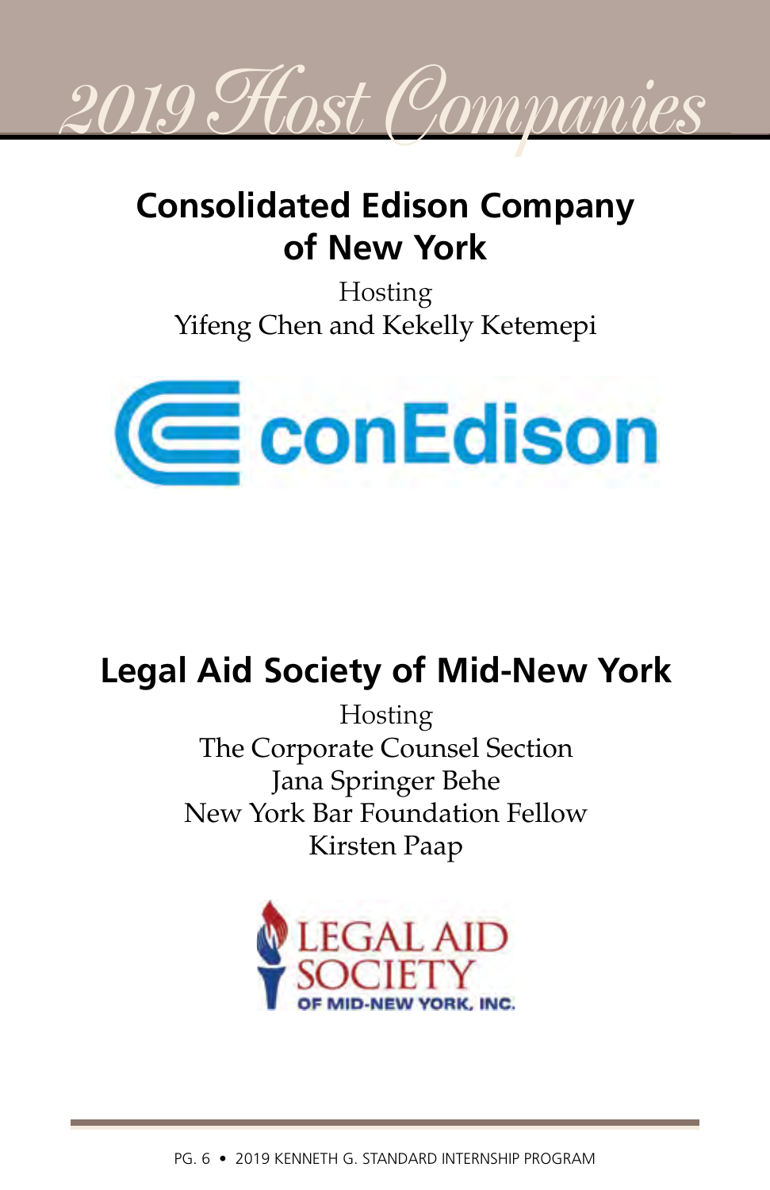# 2019 Host Companies

## Consolidated Edison Company of New York

Hosting
Yifeng Chen and Kekelly Ketemepi

## Legal Aid Society of Mid-New York

Hosting
The Corporate Counsel Section
Jana Springer Behe
New York Bar Foundation Fellow
Kirsten Paap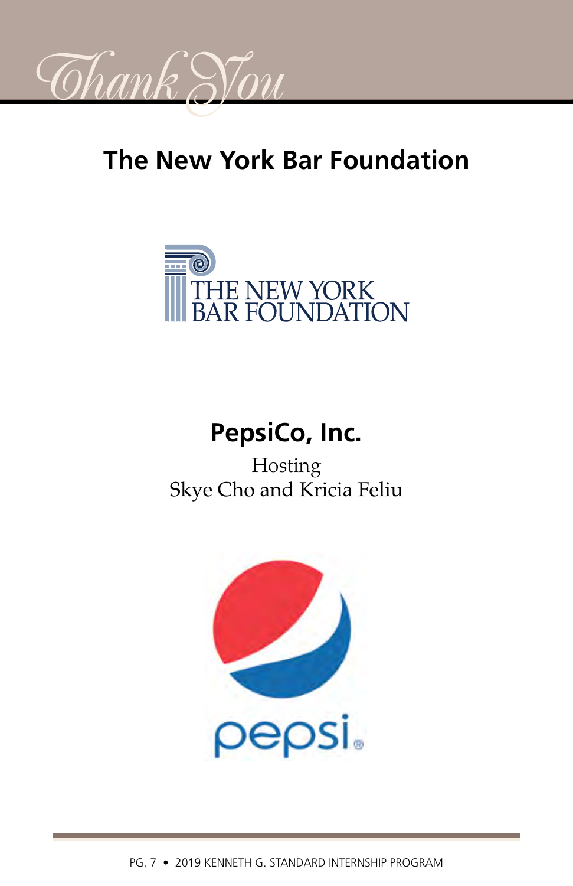# Thank You

## The New York Bar Foundation

THE NEW YORK BAR FOUNDATION

## PepsiCo, Inc.

Hosting
Skye Cho and Kricia Feliu

pepsi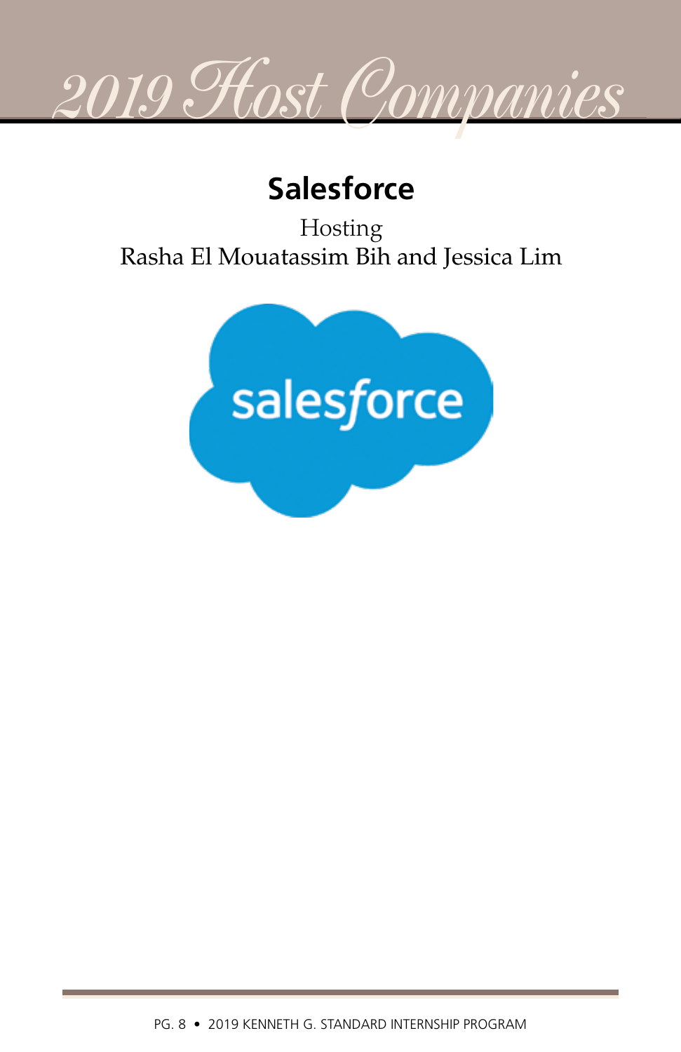# 2019 Host Companies

## Salesforce

Hosting
Rasha El Mouatassim Bih and Jessica Lim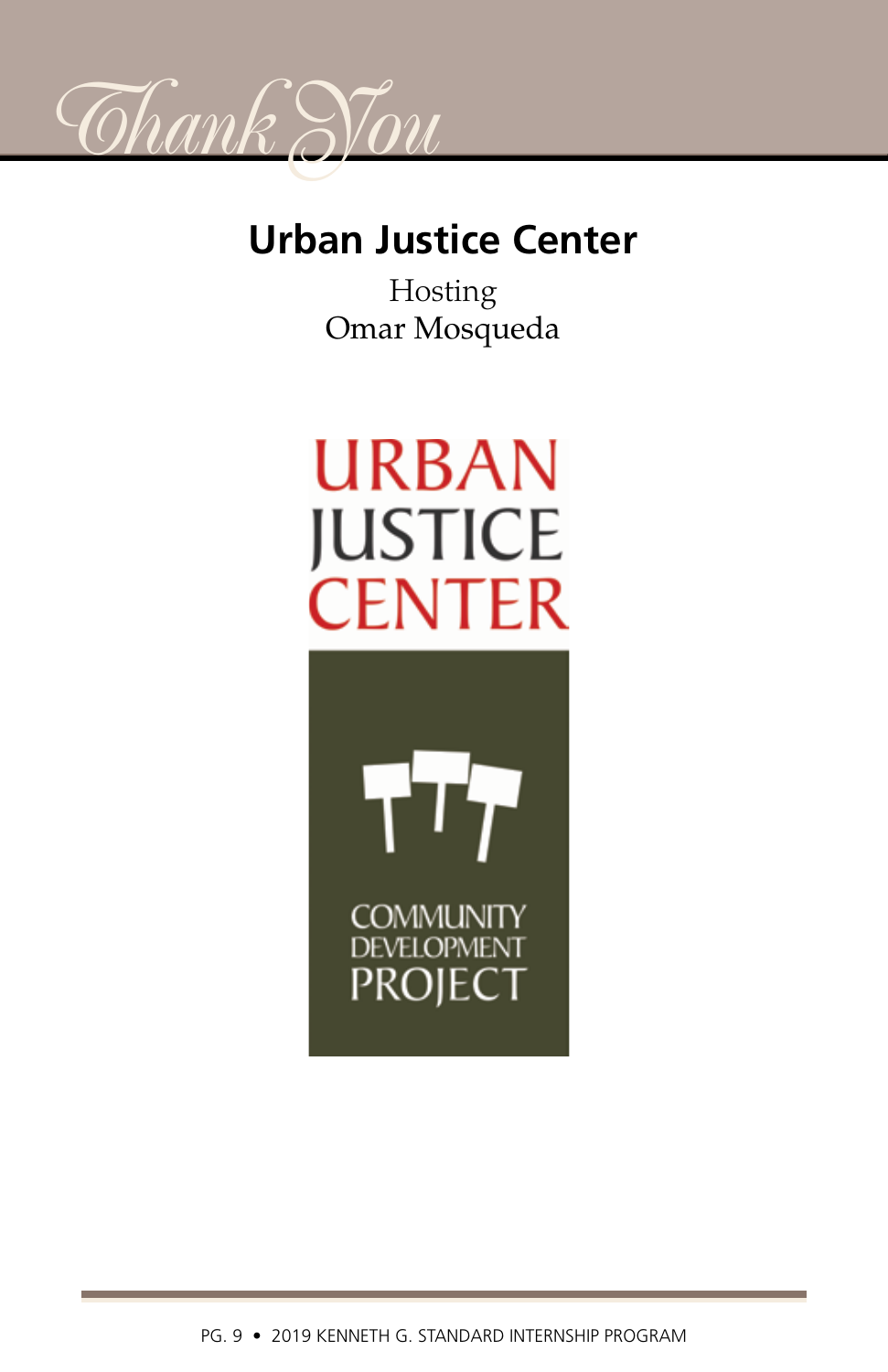# Thank You

## Urban Justice Center

Hosting
Omar Mosqueda

URBAN
JUSTICE
CENTER

COMMUNITY
DEVELOPMENT
PROJECT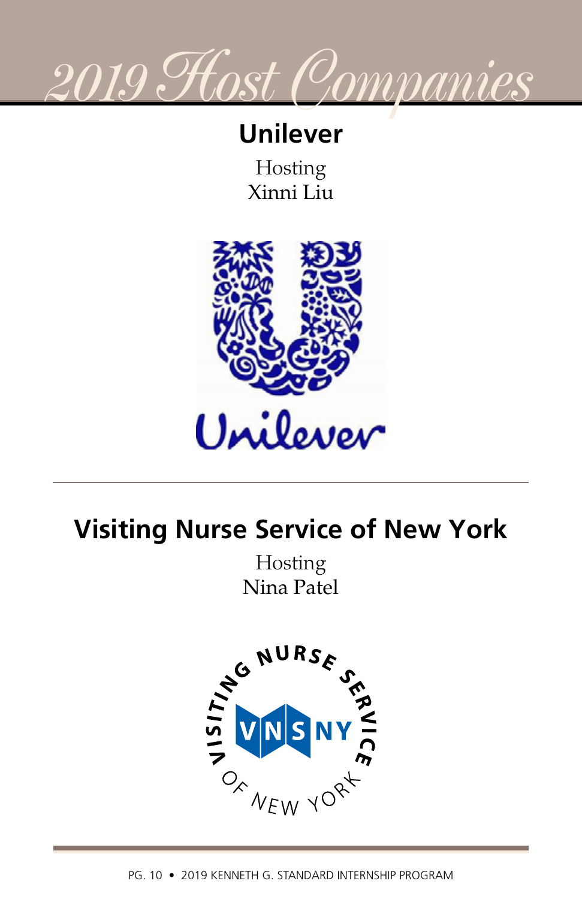# 2019 Host Companies

## Unilever

Hosting
Xinni Liu

## Visiting Nurse Service of New York

Hosting
Nina Patel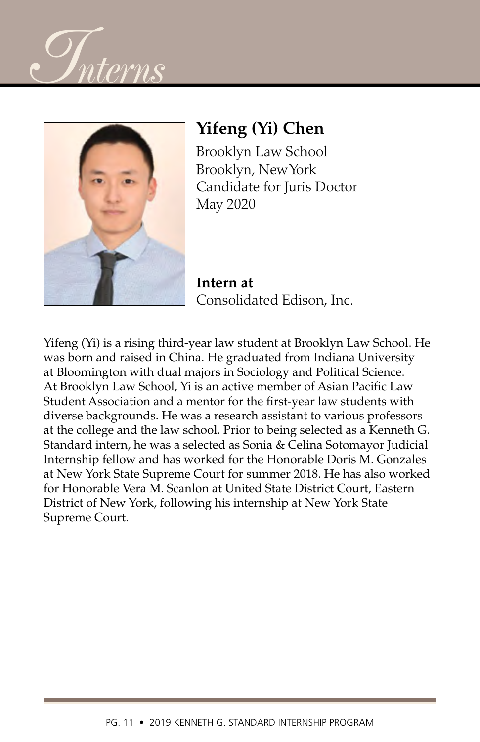# Interns

## Yifeng (Yi) Chen

Brooklyn Law School
Brooklyn, New York
Candidate for Juris Doctor
May 2020

**Intern at**
Consolidated Edison, Inc.

Yifeng (Yi) is a rising third-year law student at Brooklyn Law School. He was born and raised in China. He graduated from Indiana University at Bloomington with dual majors in Sociology and Political Science. At Brooklyn Law School, Yi is an active member of Asian Pacific Law Student Association and a mentor for the first-year law students with diverse backgrounds. He was a research assistant to various professors at the college and the law school. Prior to being selected as a Kenneth G. Standard intern, he was a selected as Sonia & Celina Sotomayor Judicial Internship fellow and has worked for the Honorable Doris M. Gonzales at New York State Supreme Court for summer 2018. He has also worked for Honorable Vera M. Scanlon at United State District Court, Eastern District of New York, following his internship at New York State Supreme Court.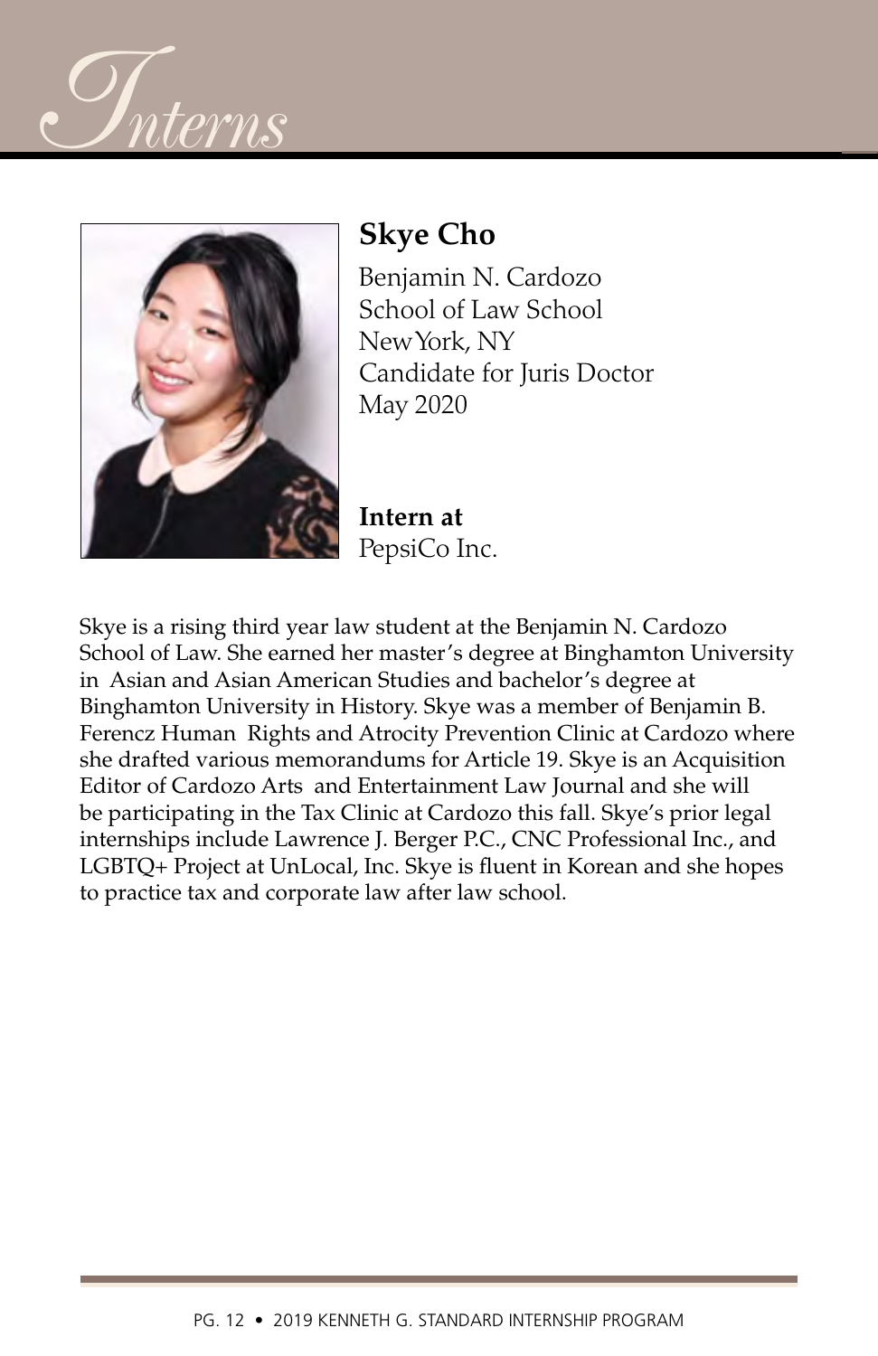# Interns

## Skye Cho

Benjamin N. Cardozo
School of Law School
New York, NY
Candidate for Juris Doctor
May 2020

**Intern at**
PepsiCo Inc.

Skye is a rising third year law student at the Benjamin N. Cardozo School of Law. She earned her master's degree at Binghamton University in Asian and Asian American Studies and bachelor's degree at Binghamton University in History. Skye was a member of Benjamin B. Ferencz Human Rights and Atrocity Prevention Clinic at Cardozo where she drafted various memorandums for Article 19. Skye is an Acquisition Editor of Cardozo Arts and Entertainment Law Journal and she will be participating in the Tax Clinic at Cardozo this fall. Skye's prior legal internships include Lawrence J. Berger P.C., CNC Professional Inc., and LGBTQ+ Project at UnLocal, Inc. Skye is fluent in Korean and she hopes to practice tax and corporate law after law school.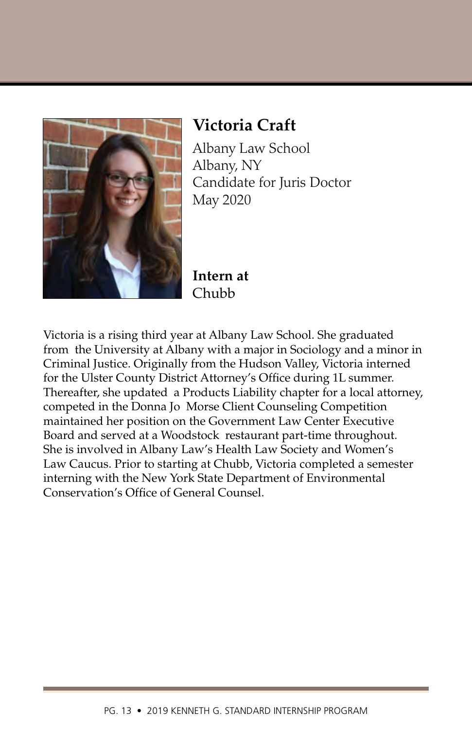## Victoria Craft

Albany Law School
Albany, NY
Candidate for Juris Doctor
May 2020

**Intern at**
Chubb

Victoria is a rising third year at Albany Law School. She graduated from the University at Albany with a major in Sociology and a minor in Criminal Justice. Originally from the Hudson Valley, Victoria interned for the Ulster County District Attorney's Office during 1L summer. Thereafter, she updated a Products Liability chapter for a local attorney, competed in the Donna Jo Morse Client Counseling Competition maintained her position on the Government Law Center Executive Board and served at a Woodstock restaurant part-time throughout. She is involved in Albany Law's Health Law Society and Women's Law Caucus. Prior to starting at Chubb, Victoria completed a semester interning with the New York State Department of Environmental Conservation's Office of General Counsel.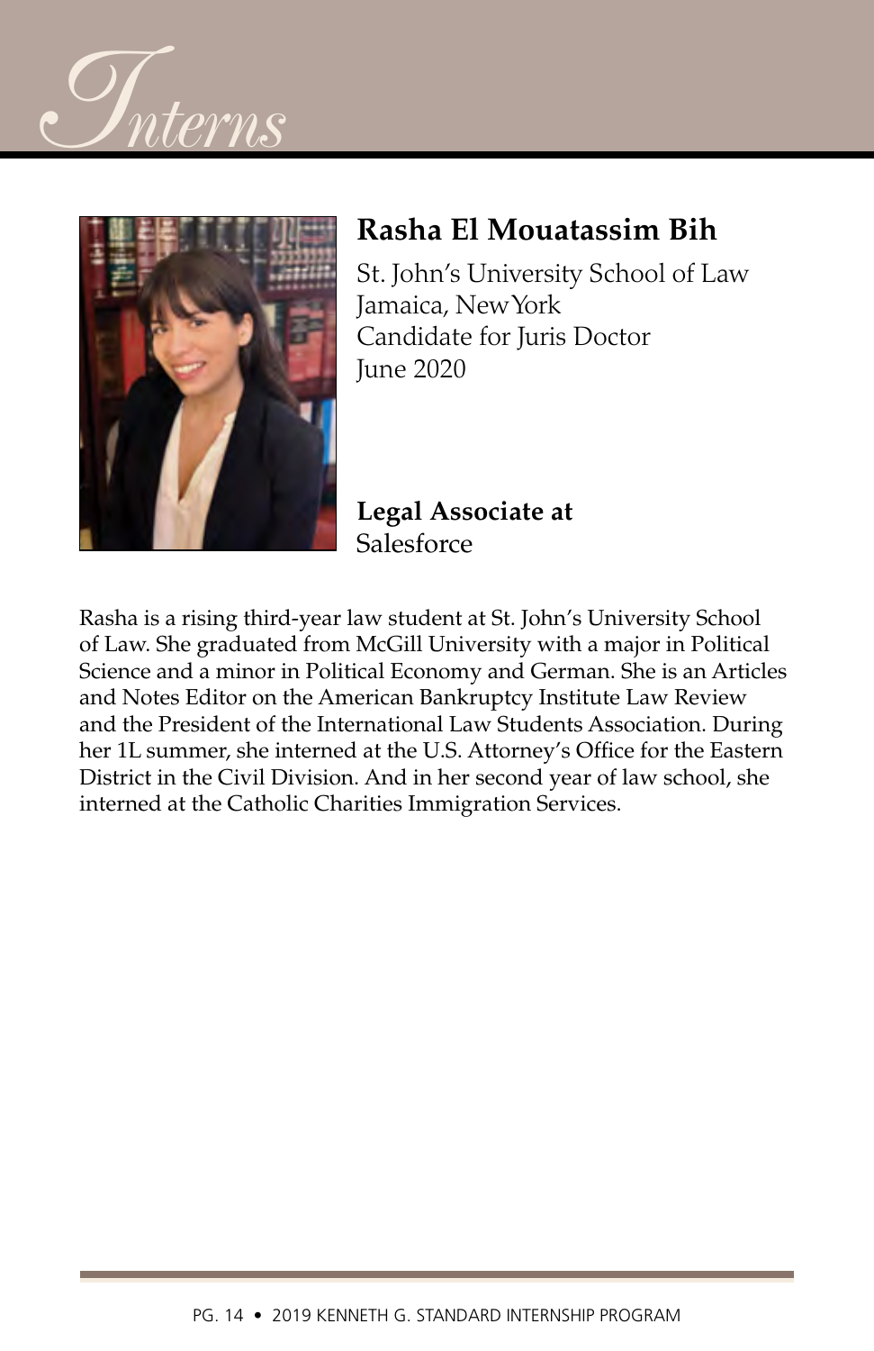# Interns

## Rasha El Mouatassim Bih

St. John's University School of Law
Jamaica, New York
Candidate for Juris Doctor
June 2020

**Legal Associate at**
Salesforce

Rasha is a rising third-year law student at St. John's University School of Law. She graduated from McGill University with a major in Political Science and a minor in Political Economy and German. She is an Articles and Notes Editor on the American Bankruptcy Institute Law Review and the President of the International Law Students Association. During her 1L summer, she interned at the U.S. Attorney's Office for the Eastern District in the Civil Division. And in her second year of law school, she interned at the Catholic Charities Immigration Services.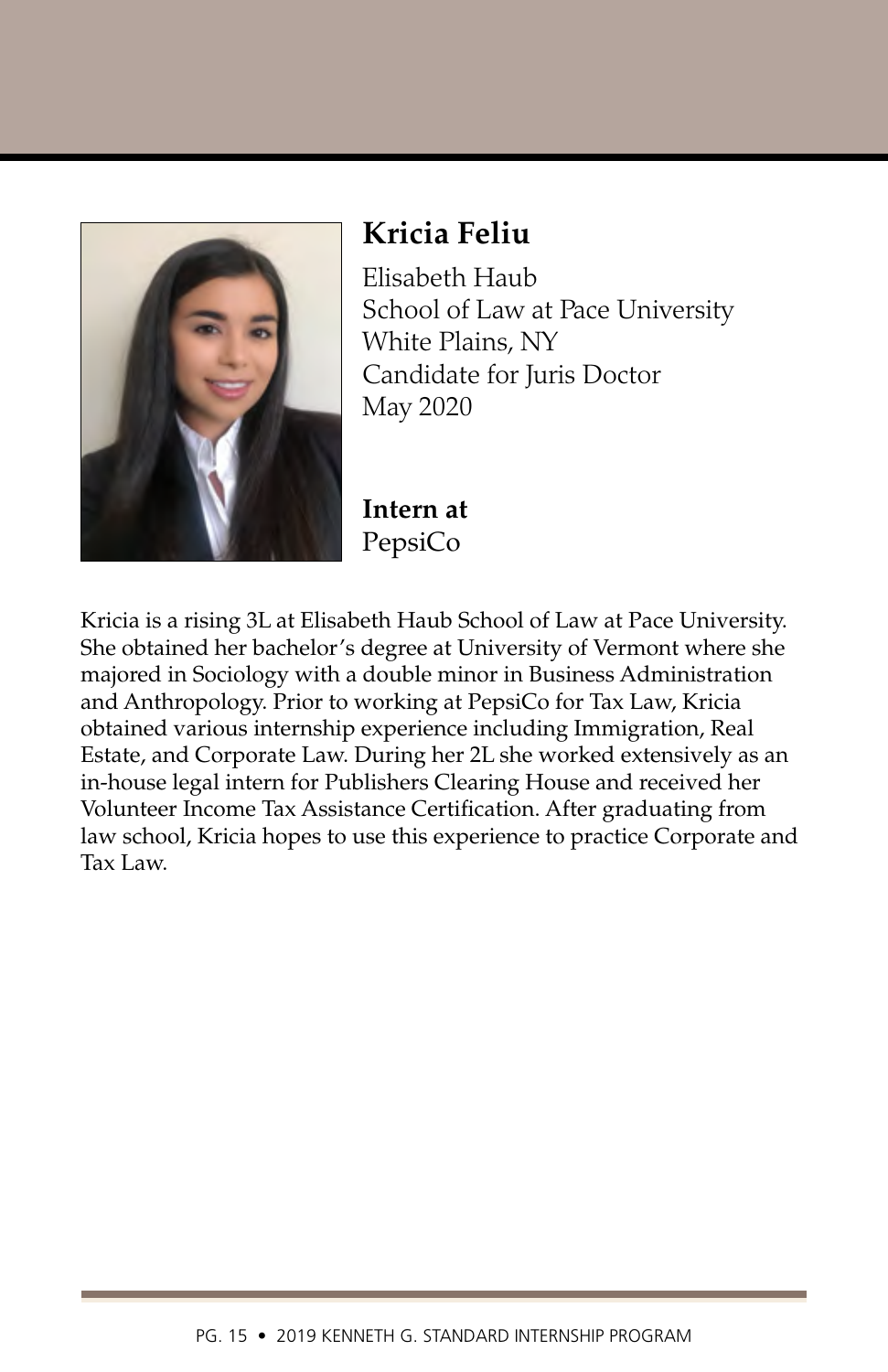## Kricia Feliu

Elisabeth Haub
School of Law at Pace University
White Plains, NY
Candidate for Juris Doctor
May 2020

**Intern at**
PepsiCo

Kricia is a rising 3L at Elisabeth Haub School of Law at Pace University. She obtained her bachelor's degree at University of Vermont where she majored in Sociology with a double minor in Business Administration and Anthropology. Prior to working at PepsiCo for Tax Law, Kricia obtained various internship experience including Immigration, Real Estate, and Corporate Law. During her 2L she worked extensively as an in-house legal intern for Publishers Clearing House and received her Volunteer Income Tax Assistance Certification. After graduating from law school, Kricia hopes to use this experience to practice Corporate and Tax Law.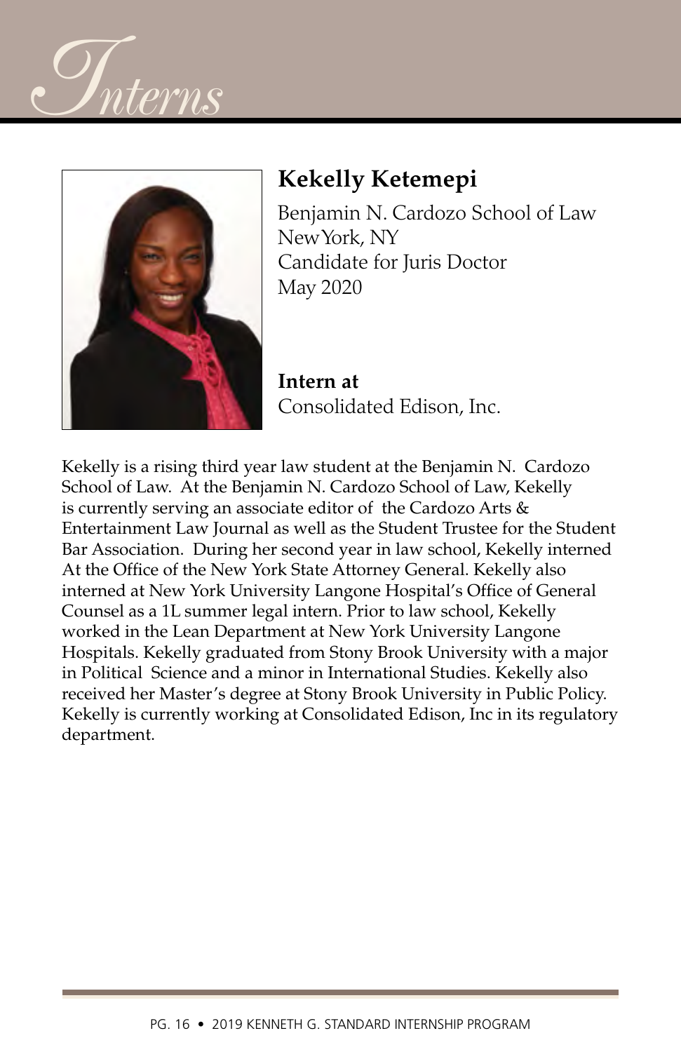# Interns

## Kekelly Ketemepi

Benjamin N. Cardozo School of Law
NewYork, NY
Candidate for Juris Doctor
May 2020

**Intern at**
Consolidated Edison, Inc.

Kekelly is a rising third year law student at the Benjamin N. Cardozo School of Law. At the Benjamin N. Cardozo School of Law, Kekelly is currently serving an associate editor of the Cardozo Arts & Entertainment Law Journal as well as the Student Trustee for the Student Bar Association. During her second year in law school, Kekelly interned At the Office of the New York State Attorney General. Kekelly also interned at New York University Langone Hospital's Office of General Counsel as a 1L summer legal intern. Prior to law school, Kekelly worked in the Lean Department at New York University Langone Hospitals. Kekelly graduated from Stony Brook University with a major in Political Science and a minor in International Studies. Kekelly also received her Master's degree at Stony Brook University in Public Policy. Kekelly is currently working at Consolidated Edison, Inc in its regulatory department.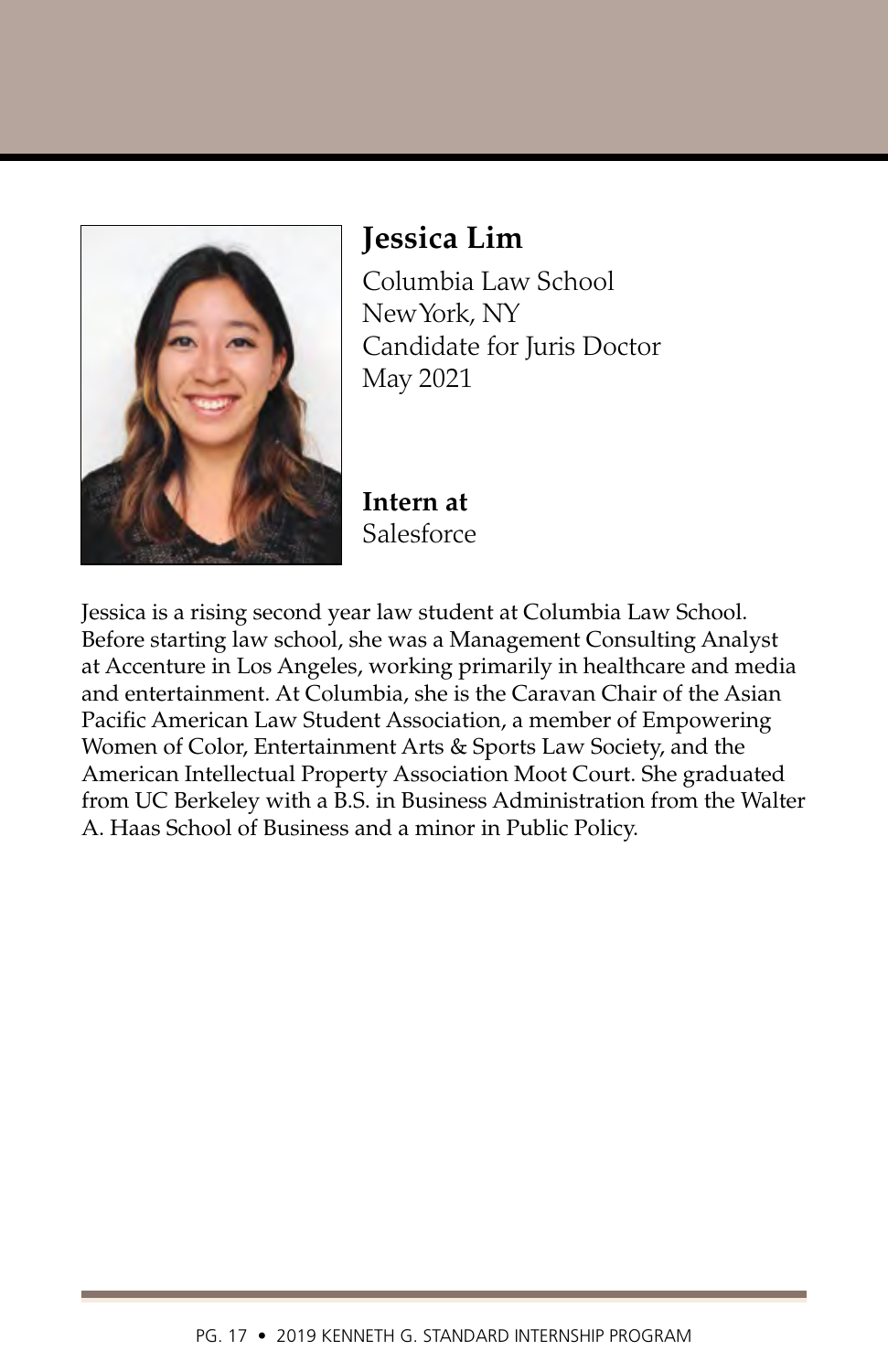## Jessica Lim

Columbia Law School
New York, NY
Candidate for Juris Doctor
May 2021

**Intern at**
Salesforce

Jessica is a rising second year law student at Columbia Law School. Before starting law school, she was a Management Consulting Analyst at Accenture in Los Angeles, working primarily in healthcare and media and entertainment. At Columbia, she is the Caravan Chair of the Asian Pacific American Law Student Association, a member of Empowering Women of Color, Entertainment Arts & Sports Law Society, and the American Intellectual Property Association Moot Court. She graduated from UC Berkeley with a B.S. in Business Administration from the Walter A. Haas School of Business and a minor in Public Policy.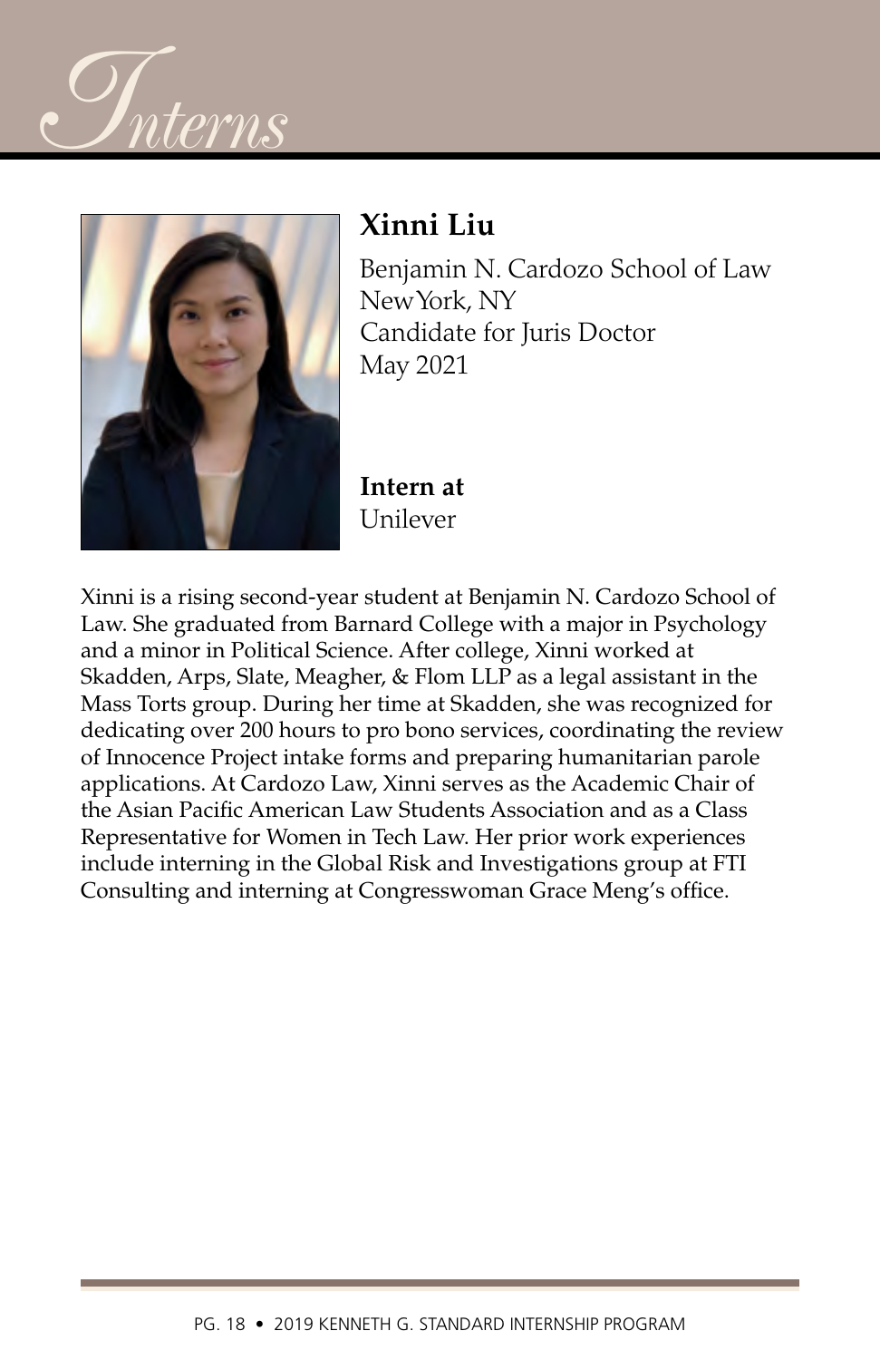# Interns

## Xinni Liu

Benjamin N. Cardozo School of Law
New York, NY
Candidate for Juris Doctor
May 2021

**Intern at**
Unilever

Xinni is a rising second-year student at Benjamin N. Cardozo School of Law. She graduated from Barnard College with a major in Psychology and a minor in Political Science. After college, Xinni worked at Skadden, Arps, Slate, Meagher, & Flom LLP as a legal assistant in the Mass Torts group. During her time at Skadden, she was recognized for dedicating over 200 hours to pro bono services, coordinating the review of Innocence Project intake forms and preparing humanitarian parole applications. At Cardozo Law, Xinni serves as the Academic Chair of the Asian Pacific American Law Students Association and as a Class Representative for Women in Tech Law. Her prior work experiences include interning in the Global Risk and Investigations group at FTI Consulting and interning at Congresswoman Grace Meng's office.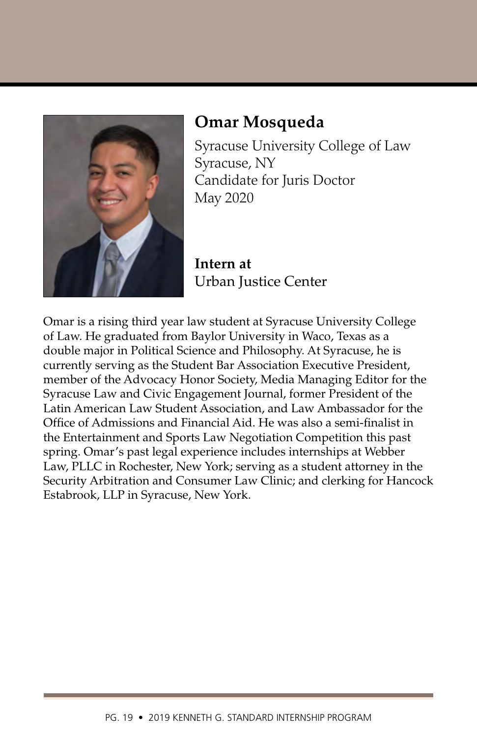## Omar Mosqueda

Syracuse University College of Law
Syracuse, NY
Candidate for Juris Doctor
May 2020

**Intern at**
Urban Justice Center

Omar is a rising third year law student at Syracuse University College of Law. He graduated from Baylor University in Waco, Texas as a double major in Political Science and Philosophy. At Syracuse, he is currently serving as the Student Bar Association Executive President, member of the Advocacy Honor Society, Media Managing Editor for the Syracuse Law and Civic Engagement Journal, former President of the Latin American Law Student Association, and Law Ambassador for the Office of Admissions and Financial Aid. He was also a semi-finalist in the Entertainment and Sports Law Negotiation Competition this past spring. Omar's past legal experience includes internships at Webber Law, PLLC in Rochester, New York; serving as a student attorney in the Security Arbitration and Consumer Law Clinic; and clerking for Hancock Estabrook, LLP in Syracuse, New York.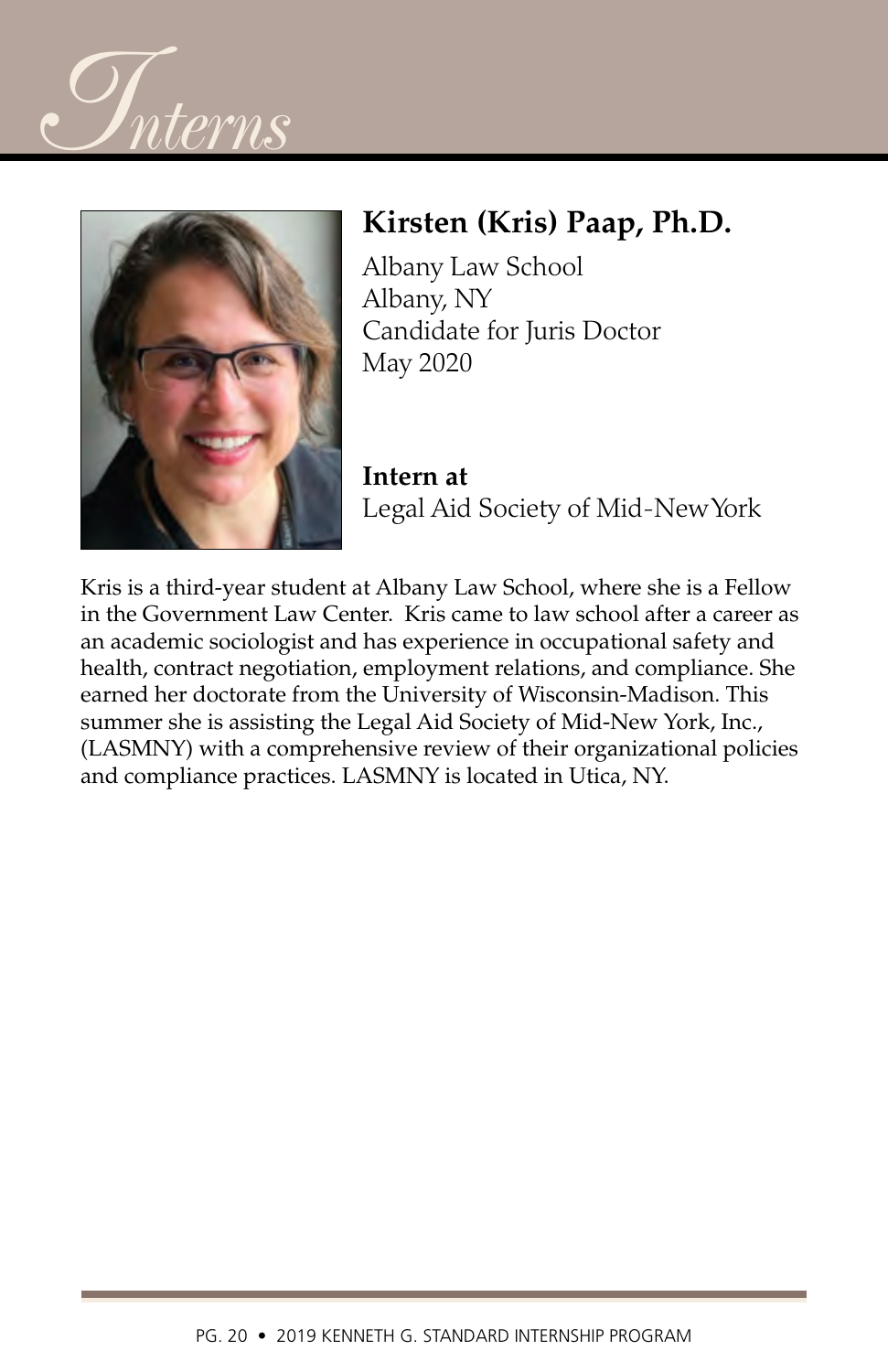# Interns

## Kirsten (Kris) Paap, Ph.D.

Albany Law School
Albany, NY
Candidate for Juris Doctor
May 2020

**Intern at**
Legal Aid Society of Mid-New York

Kris is a third-year student at Albany Law School, where she is a Fellow in the Government Law Center. Kris came to law school after a career as an academic sociologist and has experience in occupational safety and health, contract negotiation, employment relations, and compliance. She earned her doctorate from the University of Wisconsin-Madison. This summer she is assisting the Legal Aid Society of Mid-New York, Inc., (LASMNY) with a comprehensive review of their organizational policies and compliance practices. LASMNY is located in Utica, NY.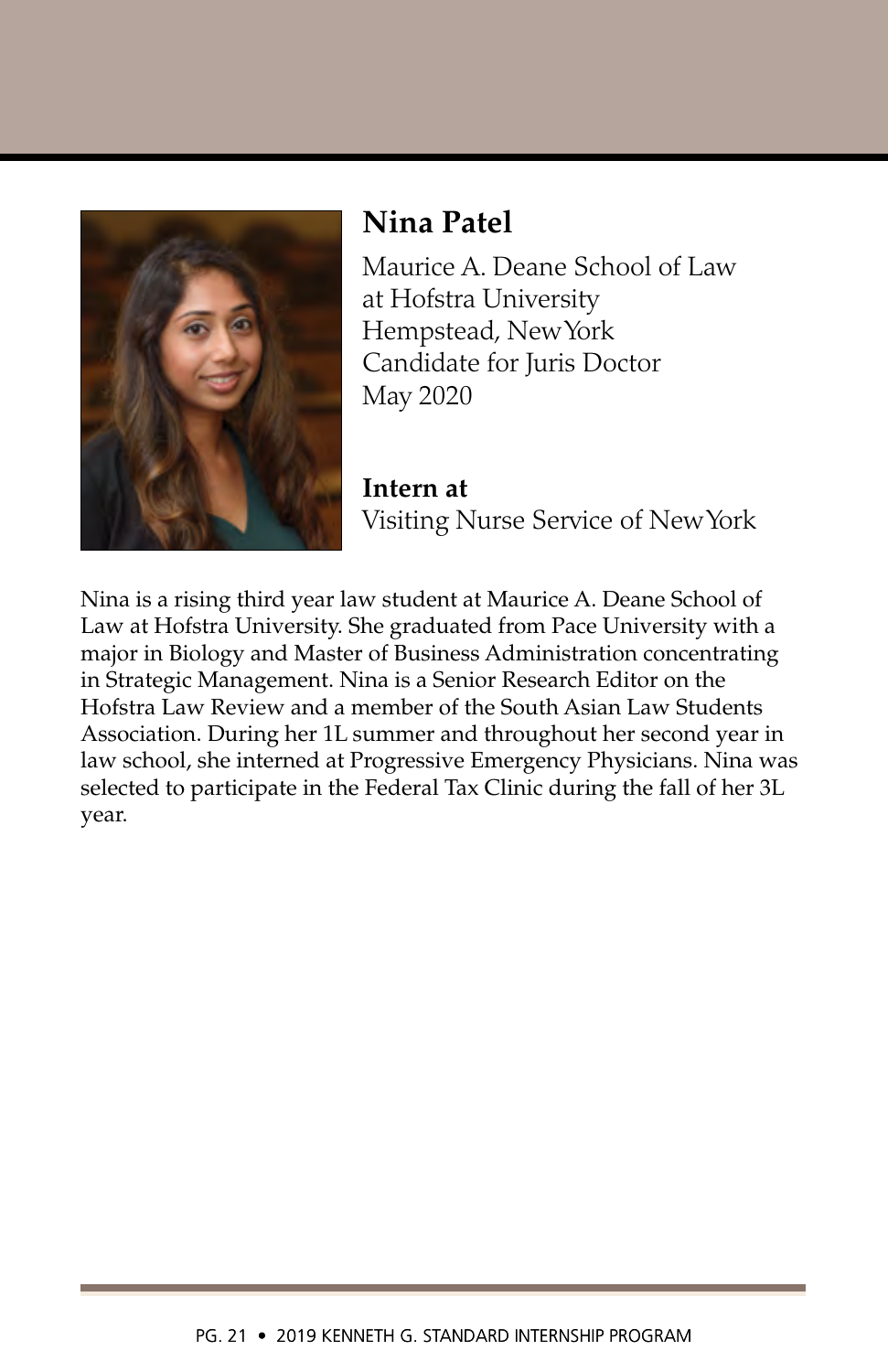## Nina Patel

Maurice A. Deane School of Law
at Hofstra University
Hempstead, New York
Candidate for Juris Doctor
May 2020

**Intern at**
Visiting Nurse Service of New York

Nina is a rising third year law student at Maurice A. Deane School of Law at Hofstra University. She graduated from Pace University with a major in Biology and Master of Business Administration concentrating in Strategic Management. Nina is a Senior Research Editor on the Hofstra Law Review and a member of the South Asian Law Students Association. During her 1L summer and throughout her second year in law school, she interned at Progressive Emergency Physicians. Nina was selected to participate in the Federal Tax Clinic during the fall of her 3L year.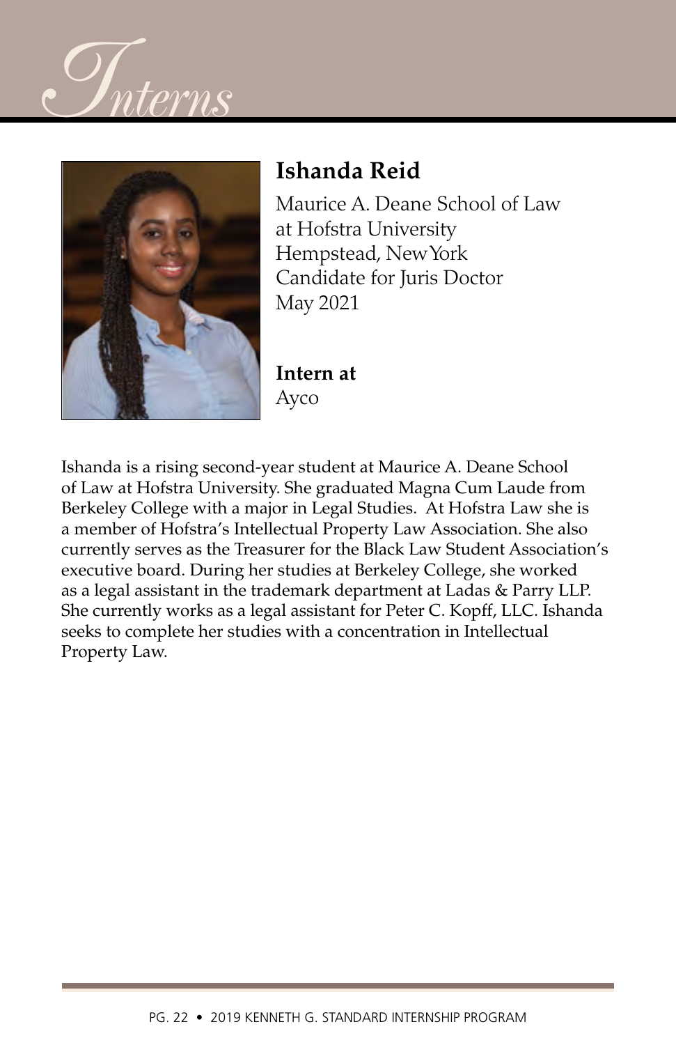# Interns

## Ishanda Reid

Maurice A. Deane School of Law
at Hofstra University
Hempstead, New York
Candidate for Juris Doctor
May 2021

**Intern at**
Ayco

Ishanda is a rising second-year student at Maurice A. Deane School of Law at Hofstra University. She graduated Magna Cum Laude from Berkeley College with a major in Legal Studies. At Hofstra Law she is a member of Hofstra's Intellectual Property Law Association. She also currently serves as the Treasurer for the Black Law Student Association's executive board. During her studies at Berkeley College, she worked as a legal assistant in the trademark department at Ladas & Parry LLP. She currently works as a legal assistant for Peter C. Kopff, LLC. Ishanda seeks to complete her studies with a concentration in Intellectual Property Law.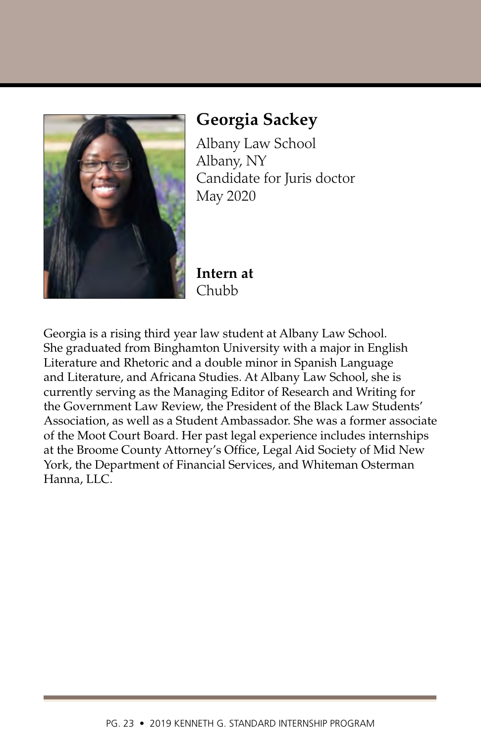## Georgia Sackey

Albany Law School
Albany, NY
Candidate for Juris doctor
May 2020

**Intern at**
Chubb

Georgia is a rising third year law student at Albany Law School. She graduated from Binghamton University with a major in English Literature and Rhetoric and a double minor in Spanish Language and Literature, and Africana Studies. At Albany Law School, she is currently serving as the Managing Editor of Research and Writing for the Government Law Review, the President of the Black Law Students' Association, as well as a Student Ambassador. She was a former associate of the Moot Court Board. Her past legal experience includes internships at the Broome County Attorney's Office, Legal Aid Society of Mid New York, the Department of Financial Services, and Whiteman Osterman Hanna, LLC.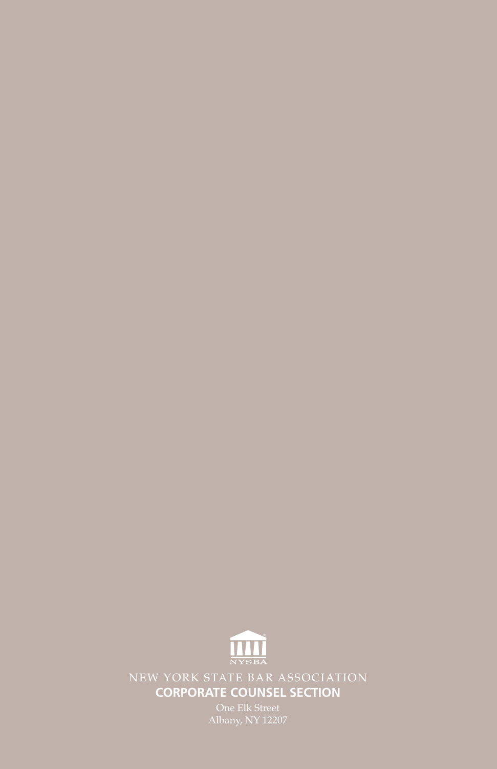NYSBA

NEW YORK STATE BAR ASSOCIATION

**CORPORATE COUNSEL SECTION**

One Elk Street
Albany, NY 12207